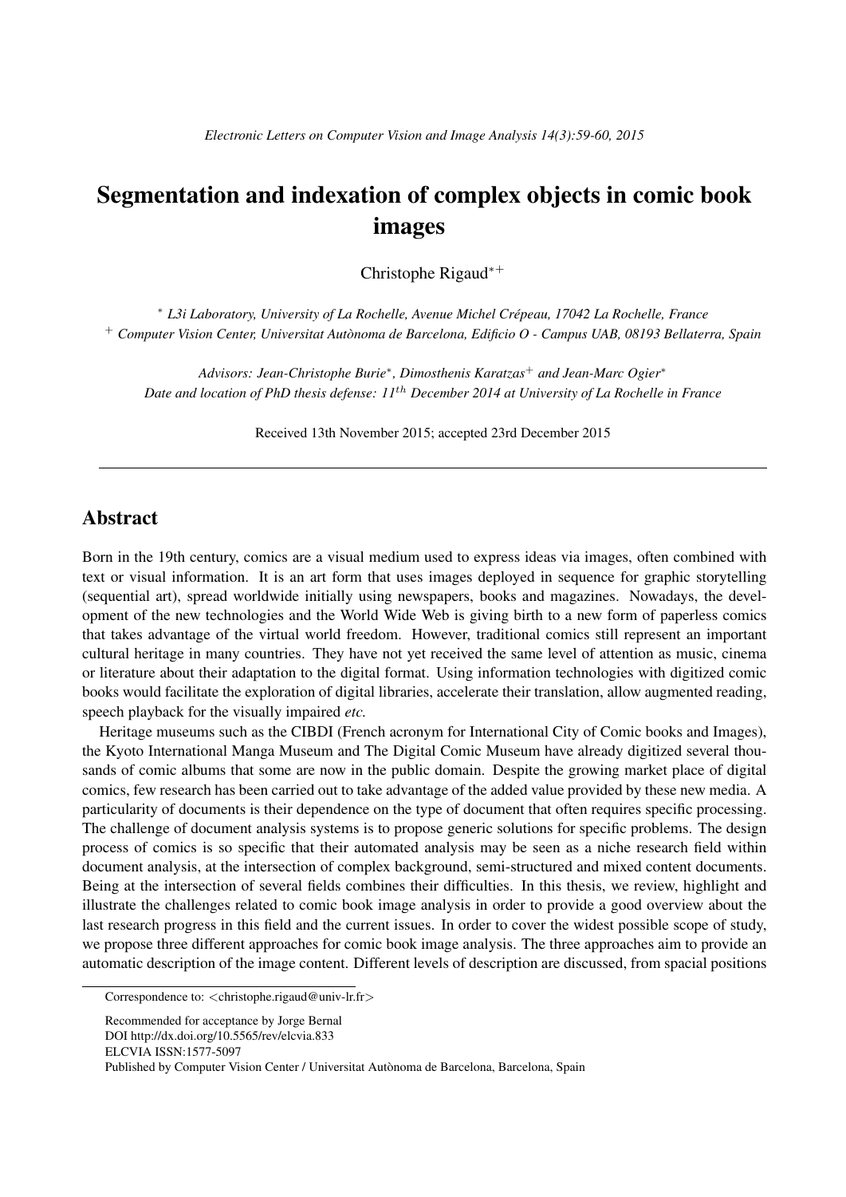# Segmentation and indexation of complex objects in comic book images

Christophe Rigaud[*+]

[*] *L3i Laboratory, University of La Rochelle, Avenue Michel Crépeau, 17042 La Rochelle, France*
[+] *Computer Vision Center, Universitat Autònoma de Barcelona, Edificio O - Campus UAB, 08193 Bellaterra, Spain*

*Advisors: Jean-Christophe Burie[*], Dimosthenis Karatzas[+] and Jean-Marc Ogier[*]*
*Date and location of PhD thesis defense: 11$^{th}$ December 2014 at University of La Rochelle in France*

Received 13th November 2015; accepted 23rd December 2015

---

## Abstract

Born in the 19th century, comics are a visual medium used to express ideas via images, often combined with text or visual information. It is an art form that uses images deployed in sequence for graphic storytelling (sequential art), spread worldwide initially using newspapers, books and magazines. Nowadays, the development of the new technologies and the World Wide Web is giving birth to a new form of paperless comics that takes advantage of the virtual world freedom. However, traditional comics still represent an important cultural heritage in many countries. They have not yet received the same level of attention as music, cinema or literature about their adaptation to the digital format. Using information technologies with digitized comic books would facilitate the exploration of digital libraries, accelerate their translation, allow augmented reading, speech playback for the visually impaired *etc.*

Heritage museums such as the CIBDI (French acronym for International City of Comic books and Images), the Kyoto International Manga Museum and The Digital Comic Museum have already digitized several thousands of comic albums that some are now in the public domain. Despite the growing market place of digital comics, few research has been carried out to take advantage of the added value provided by these new media. A particularity of documents is their dependence on the type of document that often requires specific processing. The challenge of document analysis systems is to propose generic solutions for specific problems. The design process of comics is so specific that their automated analysis may be seen as a niche research field within document analysis, at the intersection of complex background, semi-structured and mixed content documents. Being at the intersection of several fields combines their difficulties. In this thesis, we review, highlight and illustrate the challenges related to comic book image analysis in order to provide a good overview about the last research progress in this field and the current issues. In order to cover the widest possible scope of study, we propose three different approaches for comic book image analysis. The three approaches aim to provide an automatic description of the image content. Different levels of description are discussed, from spacial positions

---

Correspondence to: <christophe.rigaud@univ-lr.fr>

Recommended for acceptance by Jorge Bernal
DOI http://dx.doi.org/10.5565/rev/elcvia.833
ELCVIA ISSN:1577-5097
Published by Computer Vision Center / Universitat Autònoma de Barcelona, Barcelona, Spain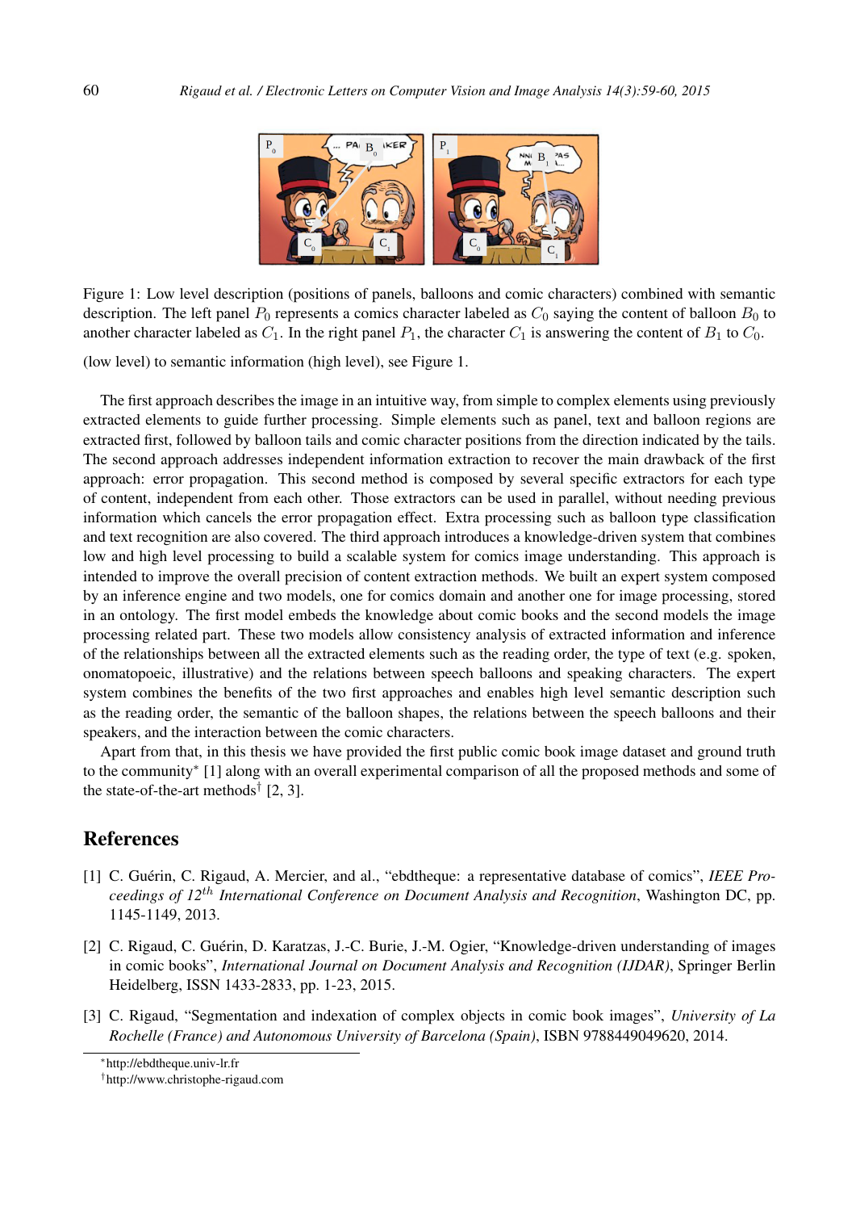Figure 1: Low level description (positions of panels, balloons and comic characters) combined with semantic description. The left panel $P_0$ represents a comics character labeled as $C_0$ saying the content of balloon $B_0$ to another character labeled as $C_1$. In the right panel $P_1$, the character $C_1$ is answering the content of $B_1$ to $C_0$.

(low level) to semantic information (high level), see Figure 1.

The first approach describes the image in an intuitive way, from simple to complex elements using previously extracted elements to guide further processing. Simple elements such as panel, text and balloon regions are extracted first, followed by balloon tails and comic character positions from the direction indicated by the tails. The second approach addresses independent information extraction to recover the main drawback of the first approach: error propagation. This second method is composed by several specific extractors for each type of content, independent from each other. Those extractors can be used in parallel, without needing previous information which cancels the error propagation effect. Extra processing such as balloon type classification and text recognition are also covered. The third approach introduces a knowledge-driven system that combines low and high level processing to build a scalable system for comics image understanding. This approach is intended to improve the overall precision of content extraction methods. We built an expert system composed by an inference engine and two models, one for comics domain and another one for image processing, stored in an ontology. The first model embeds the knowledge about comic books and the second models the image processing related part. These two models allow consistency analysis of extracted information and inference of the relationships between all the extracted elements such as the reading order, the type of text (e.g. spoken, onomatopoeic, illustrative) and the relations between speech balloons and speaking characters. The expert system combines the benefits of the two first approaches and enables high level semantic description such as the reading order, the semantic of the balloon shapes, the relations between the speech balloons and their speakers, and the interaction between the comic characters.

Apart from that, in this thesis we have provided the first public comic book image dataset and ground truth to the community* [1] along with an overall experimental comparison of all the proposed methods and some of the state-of-the-art methods† [2, 3].

## References

[1] C. Guérin, C. Rigaud, A. Mercier, and al., "ebdtheque: a representative database of comics", *IEEE Proceedings of 12th International Conference on Document Analysis and Recognition*, Washington DC, pp. 1145-1149, 2013.

[2] C. Rigaud, C. Guérin, D. Karatzas, J.-C. Burie, J.-M. Ogier, "Knowledge-driven understanding of images in comic books", *International Journal on Document Analysis and Recognition (IJDAR)*, Springer Berlin Heidelberg, ISSN 1433-2833, pp. 1-23, 2015.

[3] C. Rigaud, "Segmentation and indexation of complex objects in comic book images", *University of La Rochelle (France) and Autonomous University of Barcelona (Spain)*, ISBN 9788449049620, 2014.

*http://ebdtheque.univ-lr.fr

†http://www.christophe-rigaud.com